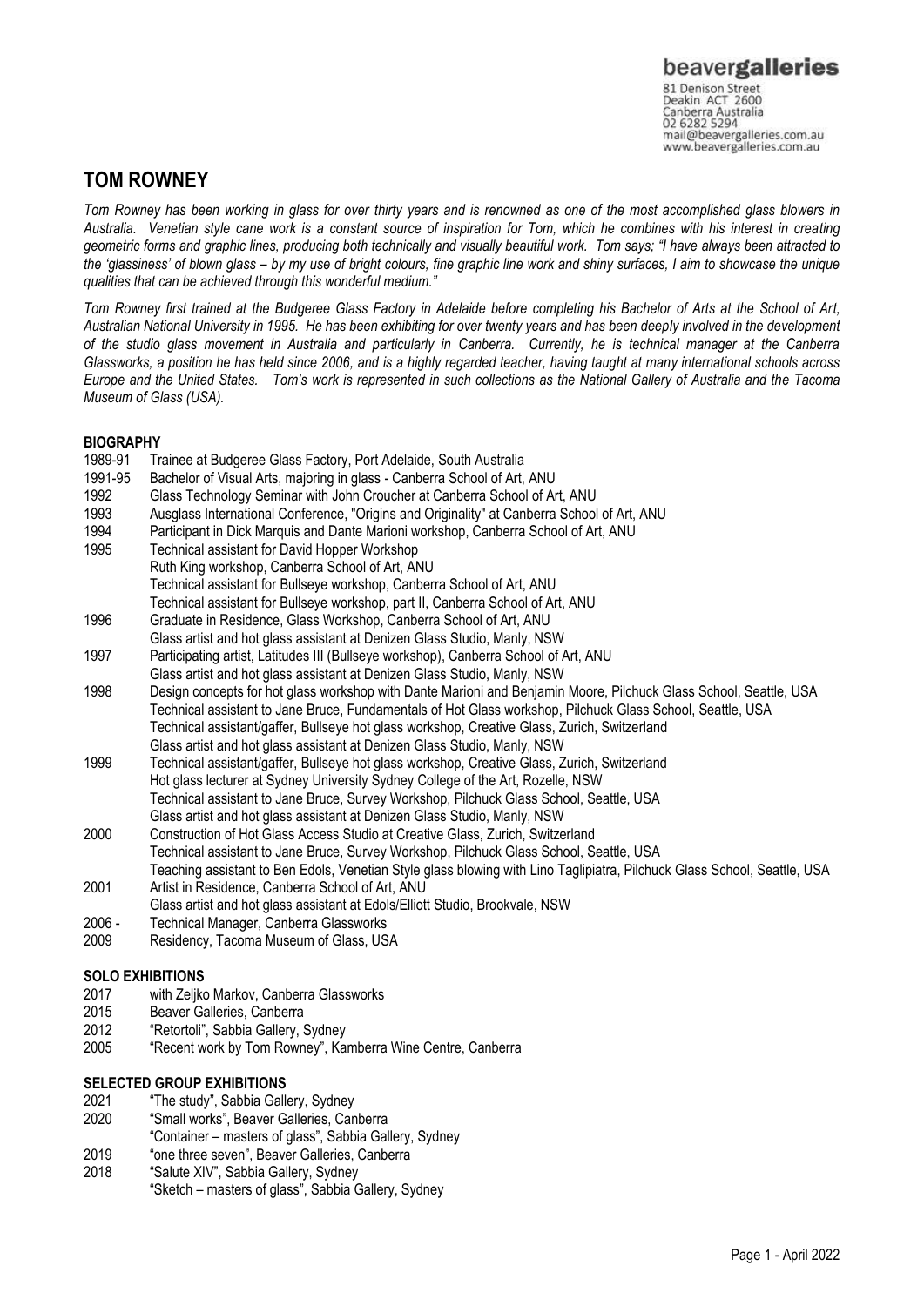beavergalleries
81 Denison Street
Deakin ACT 2600
Canberra Australia
02 6282 5294
mail@beavergalleries.com.au
www.beavergalleries.com.au

# TOM ROWNEY

*Tom Rowney has been working in glass for over thirty years and is renowned as one of the most accomplished glass blowers in Australia. Venetian style cane work is a constant source of inspiration for Tom, which he combines with his interest in creating geometric forms and graphic lines, producing both technically and visually beautiful work. Tom says; "I have always been attracted to the 'glassiness' of blown glass – by my use of bright colours, fine graphic line work and shiny surfaces, I aim to showcase the unique qualities that can be achieved through this wonderful medium."*

*Tom Rowney first trained at the Budgeree Glass Factory in Adelaide before completing his Bachelor of Arts at the School of Art, Australian National University in 1995. He has been exhibiting for over twenty years and has been deeply involved in the development of the studio glass movement in Australia and particularly in Canberra. Currently, he is technical manager at the Canberra Glassworks, a position he has held since 2006, and is a highly regarded teacher, having taught at many international schools across Europe and the United States. Tom's work is represented in such collections as the National Gallery of Australia and the Tacoma Museum of Glass (USA).*

## BIOGRAPHY

1989-91 Trainee at Budgeree Glass Factory, Port Adelaide, South Australia
1991-95 Bachelor of Visual Arts, majoring in glass - Canberra School of Art, ANU
1992 Glass Technology Seminar with John Croucher at Canberra School of Art, ANU
1993 Ausglass International Conference, "Origins and Originality" at Canberra School of Art, ANU
1994 Participant in Dick Marquis and Dante Marioni workshop, Canberra School of Art, ANU
1995 Technical assistant for David Hopper Workshop
Ruth King workshop, Canberra School of Art, ANU
Technical assistant for Bullseye workshop, Canberra School of Art, ANU
Technical assistant for Bullseye workshop, part II, Canberra School of Art, ANU
1996 Graduate in Residence, Glass Workshop, Canberra School of Art, ANU
Glass artist and hot glass assistant at Denizen Glass Studio, Manly, NSW
1997 Participating artist, Latitudes III (Bullseye workshop), Canberra School of Art, ANU
Glass artist and hot glass assistant at Denizen Glass Studio, Manly, NSW
1998 Design concepts for hot glass workshop with Dante Marioni and Benjamin Moore, Pilchuck Glass School, Seattle, USA
Technical assistant to Jane Bruce, Fundamentals of Hot Glass workshop, Pilchuck Glass School, Seattle, USA
Technical assistant/gaffer, Bullseye hot glass workshop, Creative Glass, Zurich, Switzerland
Glass artist and hot glass assistant at Denizen Glass Studio, Manly, NSW
1999 Technical assistant/gaffer, Bullseye hot glass workshop, Creative Glass, Zurich, Switzerland
Hot glass lecturer at Sydney University Sydney College of the Art, Rozelle, NSW
Technical assistant to Jane Bruce, Survey Workshop, Pilchuck Glass School, Seattle, USA
Glass artist and hot glass assistant at Denizen Glass Studio, Manly, NSW
2000 Construction of Hot Glass Access Studio at Creative Glass, Zurich, Switzerland
Technical assistant to Jane Bruce, Survey Workshop, Pilchuck Glass School, Seattle, USA
Teaching assistant to Ben Edols, Venetian Style glass blowing with Lino Taglipiatra, Pilchuck Glass School, Seattle, USA
2001 Artist in Residence, Canberra School of Art, ANU
Glass artist and hot glass assistant at Edols/Elliott Studio, Brookvale, NSW
2006 - Technical Manager, Canberra Glassworks
2009 Residency, Tacoma Museum of Glass, USA

## SOLO EXHIBITIONS

2017 with Zeljko Markov, Canberra Glassworks
2015 Beaver Galleries, Canberra
2012 "Retortoli", Sabbia Gallery, Sydney
2005 "Recent work by Tom Rowney", Kamberra Wine Centre, Canberra

## SELECTED GROUP EXHIBITIONS

2021 "The study", Sabbia Gallery, Sydney
2020 "Small works", Beaver Galleries, Canberra
"Container – masters of glass", Sabbia Gallery, Sydney
2019 "one three seven", Beaver Galleries, Canberra
2018 "Salute XIV", Sabbia Gallery, Sydney
"Sketch – masters of glass", Sabbia Gallery, Sydney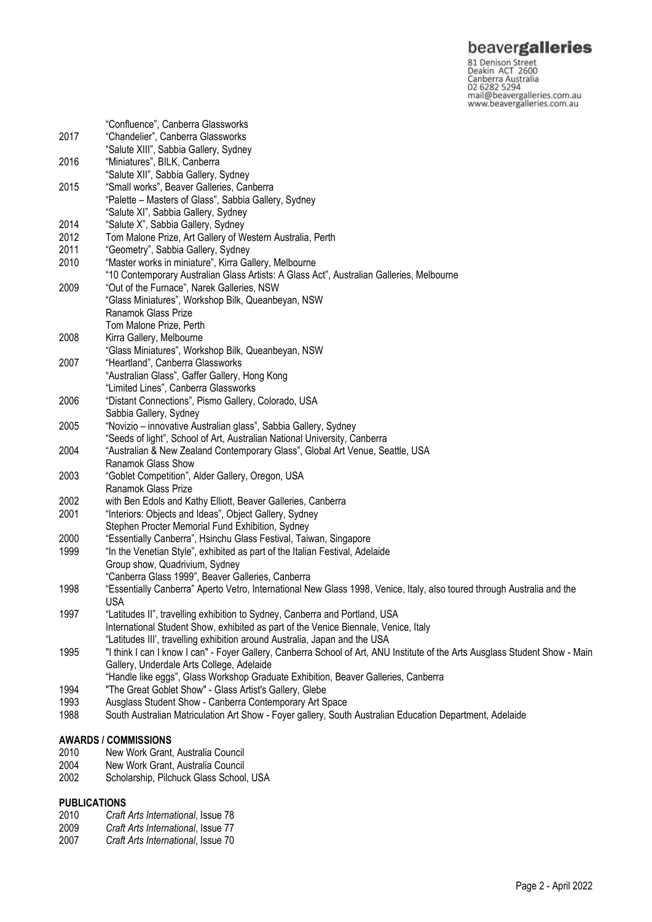| | |
|---|---|
| | "Confluence", Canberra Glassworks |
| 2017 | "Chandelier", Canberra Glassworks |
| | "Salute XIII", Sabbia Gallery, Sydney |
| 2016 | "Miniatures", BILK, Canberra |
| | "Salute XII", Sabbia Gallery, Sydney |
| 2015 | "Small works", Beaver Galleries, Canberra |
| | "Palette – Masters of Glass", Sabbia Gallery, Sydney |
| | "Salute XI", Sabbia Gallery, Sydney |
| 2014 | "Salute X", Sabbia Gallery, Sydney |
| 2012 | Tom Malone Prize, Art Gallery of Western Australia, Perth |
| 2011 | "Geometry", Sabbia Gallery, Sydney |
| 2010 | "Master works in miniature", Kirra Gallery, Melbourne |
| | "10 Contemporary Australian Glass Artists: A Glass Act", Australian Galleries, Melbourne |
| 2009 | "Out of the Furnace", Narek Galleries, NSW |
| | "Glass Miniatures", Workshop Bilk, Queanbeyan, NSW |
| | Ranamok Glass Prize |
| | Tom Malone Prize, Perth |
| 2008 | Kirra Gallery, Melbourne |
| | "Glass Miniatures", Workshop Bilk, Queanbeyan, NSW |
| 2007 | "Heartland", Canberra Glassworks |
| | "Australian Glass", Gaffer Gallery, Hong Kong |
| | "Limited Lines", Canberra Glassworks |
| 2006 | "Distant Connections", Pismo Gallery, Colorado, USA |
| | Sabbia Gallery, Sydney |
| 2005 | "Novizio – innovative Australian glass", Sabbia Gallery, Sydney |
| | "Seeds of light", School of Art, Australian National University, Canberra |
| 2004 | "Australian & New Zealand Contemporary Glass", Global Art Venue, Seattle, USA |
| | Ranamok Glass Show |
| 2003 | "Goblet Competition", Alder Gallery, Oregon, USA |
| | Ranamok Glass Prize |
| 2002 | with Ben Edols and Kathy Elliott, Beaver Galleries, Canberra |
| 2001 | "Interiors: Objects and Ideas", Object Gallery, Sydney |
| | Stephen Procter Memorial Fund Exhibition, Sydney |
| 2000 | "Essentially Canberra", Hsinchu Glass Festival, Taiwan, Singapore |
| 1999 | "In the Venetian Style", exhibited as part of the Italian Festival, Adelaide |
| | Group show, Quadrivium, Sydney |
| | "Canberra Glass 1999", Beaver Galleries, Canberra |
| 1998 | "Essentially Canberra" Aperto Vetro, International New Glass 1998, Venice, Italy, also toured through Australia and the USA |
| 1997 | "Latitudes II", travelling exhibition to Sydney, Canberra and Portland, USA |
| | International Student Show, exhibited as part of the Venice Biennale, Venice, Italy |
| | "Latitudes III', travelling exhibition around Australia, Japan and the USA |
| 1995 | "I think I can I know I can" - Foyer Gallery, Canberra School of Art, ANU Institute of the Arts Ausglass Student Show - Main Gallery, Underdale Arts College, Adelaide |
| | "Handle like eggs", Glass Workshop Graduate Exhibition, Beaver Galleries, Canberra |
| 1994 | "The Great Goblet Show" - Glass Artist's Gallery, Glebe |
| 1993 | Ausglass Student Show - Canberra Contemporary Art Space |
| 1988 | South Australian Matriculation Art Show - Foyer gallery, South Australian Education Department, Adelaide |

**AWARDS / COMMISSIONS**

| | |
|---|---|
| 2010 | New Work Grant, Australia Council |
| 2004 | New Work Grant, Australia Council |
| 2002 | Scholarship, Pilchuck Glass School, USA |

**PUBLICATIONS**

| | |
|---|---|
| 2010 | *Craft Arts International*, Issue 78 |
| 2009 | *Craft Arts International*, Issue 77 |
| 2007 | *Craft Arts International*, Issue 70 |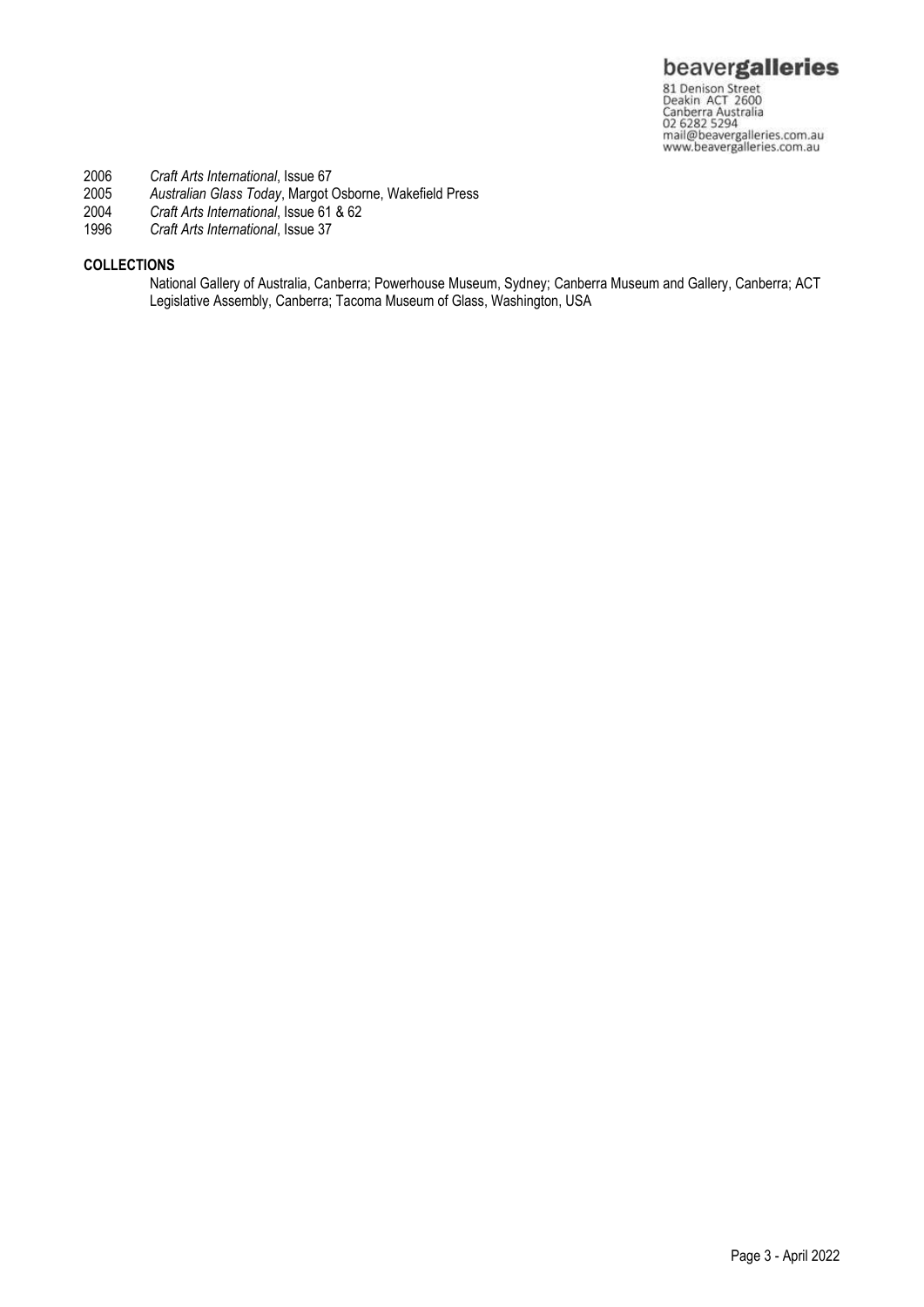2006 *Craft Arts International*, Issue 67
2005 *Australian Glass Today*, Margot Osborne, Wakefield Press
2004 *Craft Arts International*, Issue 61 & 62
1996 *Craft Arts International*, Issue 37

**COLLECTIONS**

National Gallery of Australia, Canberra; Powerhouse Museum, Sydney; Canberra Museum and Gallery, Canberra; ACT Legislative Assembly, Canberra; Tacoma Museum of Glass, Washington, USA